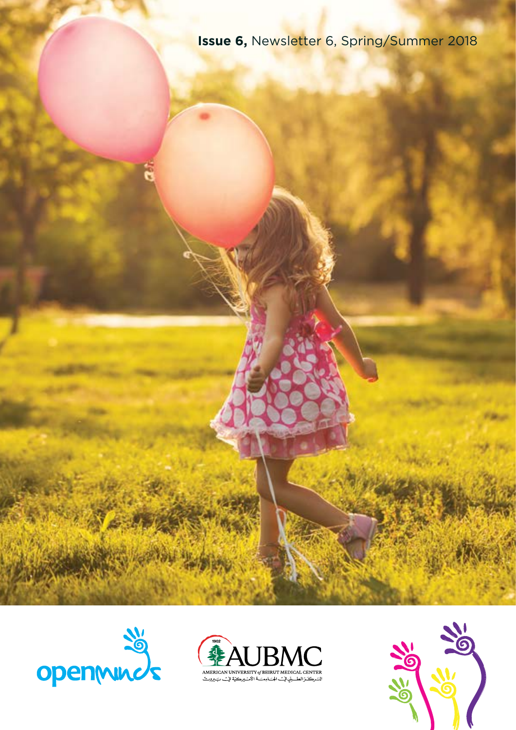**Issue 6,** Newsletter 6, Spring/Summer 2018

openminds

1902

AUBMC

AMERICAN UNIVERSITY of BEIRUT MEDICAL CENTER

المركز الطبي في الجامعة الأميركية في بيروت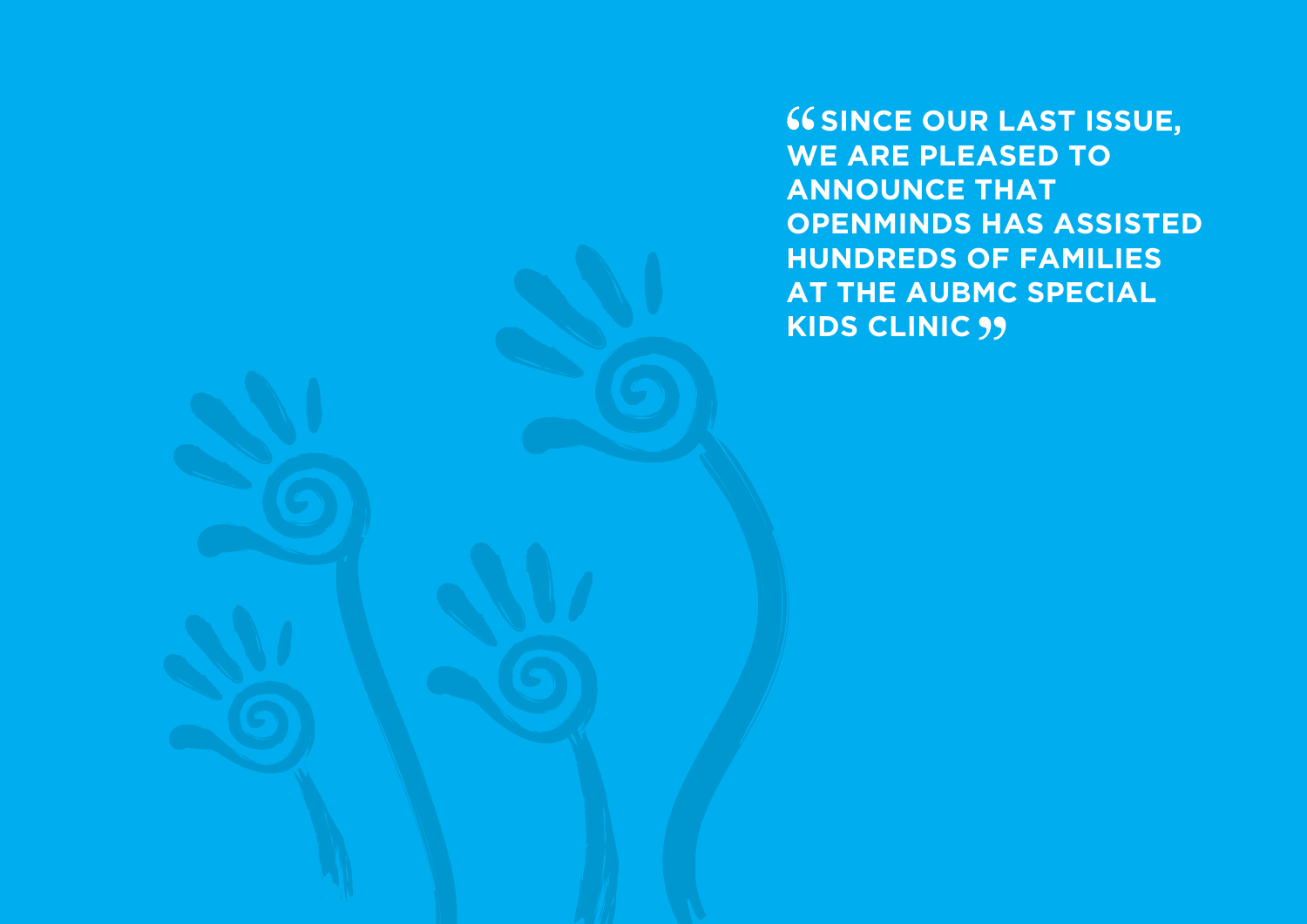**“SINCE OUR LAST ISSUE, WE ARE PLEASED TO ANNOUNCE THAT OPENMINDS HAS ASSISTED HUNDREDS OF FAMILIES AT THE AUBMC SPECIAL KIDS CLINIC”**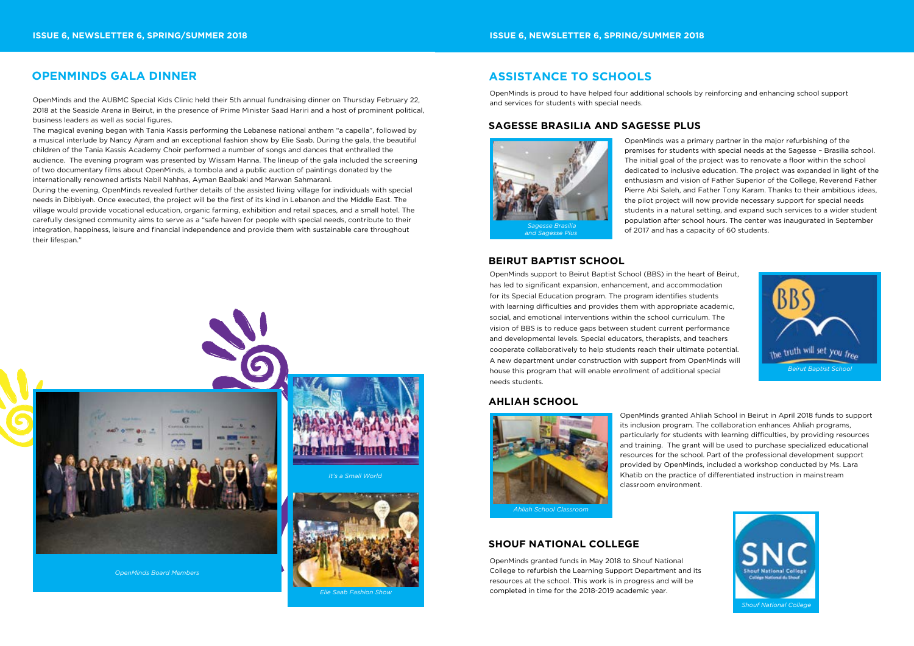## OPENMINDS GALA DINNER

OpenMinds and the AUBMC Special Kids Clinic held their 5th annual fundraising dinner on Thursday February 22, 2018 at the Seaside Arena in Beirut, in the presence of Prime Minister Saad Hariri and a host of prominent political, business leaders as well as social figures.

The magical evening began with Tania Kassis performing the Lebanese national anthem "a capella", followed by a musical interlude by Nancy Ajram and an exceptional fashion show by Elie Saab. During the gala, the beautiful children of the Tania Kassis Academy Choir performed a number of songs and dances that enthralled the audience. The evening program was presented by Wissam Hanna. The lineup of the gala included the screening of two documentary films about OpenMinds, a tombola and a public auction of paintings donated by the internationally renowned artists Nabil Nahhas, Ayman Baalbaki and Marwan Sahmarani.

During the evening, OpenMinds revealed further details of the assisted living village for individuals with special needs in Dibbiyeh. Once executed, the project will be the first of its kind in Lebanon and the Middle East. The village would provide vocational education, organic farming, exhibition and retail spaces, and a small hotel. The carefully designed community aims to serve as a "safe haven for people with special needs, contribute to their integration, happiness, leisure and financial independence and provide them with sustainable care throughout their lifespan."

*OpenMinds Board Members*

*It's a Small World*

*Elie Saab Fashion Show*

## ASSISTANCE TO SCHOOLS

OpenMinds is proud to have helped four additional schools by reinforcing and enhancing school support and services for students with special needs.

### SAGESSE BRASILIA AND SAGESSE PLUS

*Sagesse Brasilia and Sagesse Plus*

OpenMinds was a primary partner in the major refurbishing of the premises for students with special needs at the Sagesse – Brasilia school. The initial goal of the project was to renovate a floor within the school dedicated to inclusive education. The project was expanded in light of the enthusiasm and vision of Father Superior of the College, Reverend Father Pierre Abi Saleh, and Father Tony Karam. Thanks to their ambitious ideas, the pilot project will now provide necessary support for special needs students in a natural setting, and expand such services to a wider student population after school hours. The center was inaugurated in September of 2017 and has a capacity of 60 students.

### BEIRUT BAPTIST SCHOOL

OpenMinds support to Beirut Baptist School (BBS) in the heart of Beirut, has led to significant expansion, enhancement, and accommodation for its Special Education program. The program identifies students with learning difficulties and provides them with appropriate academic, social, and emotional interventions within the school curriculum. The vision of BBS is to reduce gaps between student current performance and developmental levels. Special educators, therapists, and teachers cooperate collaboratively to help students reach their ultimate potential. A new department under construction with support from OpenMinds will house this program that will enable enrollment of additional special needs students.

*Beirut Baptist School*

### AHLIAH SCHOOL

*Ahliah School Classroom*

OpenMinds granted Ahliah School in Beirut in April 2018 funds to support its inclusion program. The collaboration enhances Ahliah programs, particularly for students with learning difficulties, by providing resources and training. The grant will be used to purchase specialized educational resources for the school. Part of the professional development support provided by OpenMinds, included a workshop conducted by Ms. Lara Khatib on the practice of differentiated instruction in mainstream classroom environment.

### SHOUF NATIONAL COLLEGE

OpenMinds granted funds in May 2018 to Shouf National College to refurbish the Learning Support Department and its resources at the school. This work is in progress and will be completed in time for the 2018-2019 academic year.

*Shouf National College*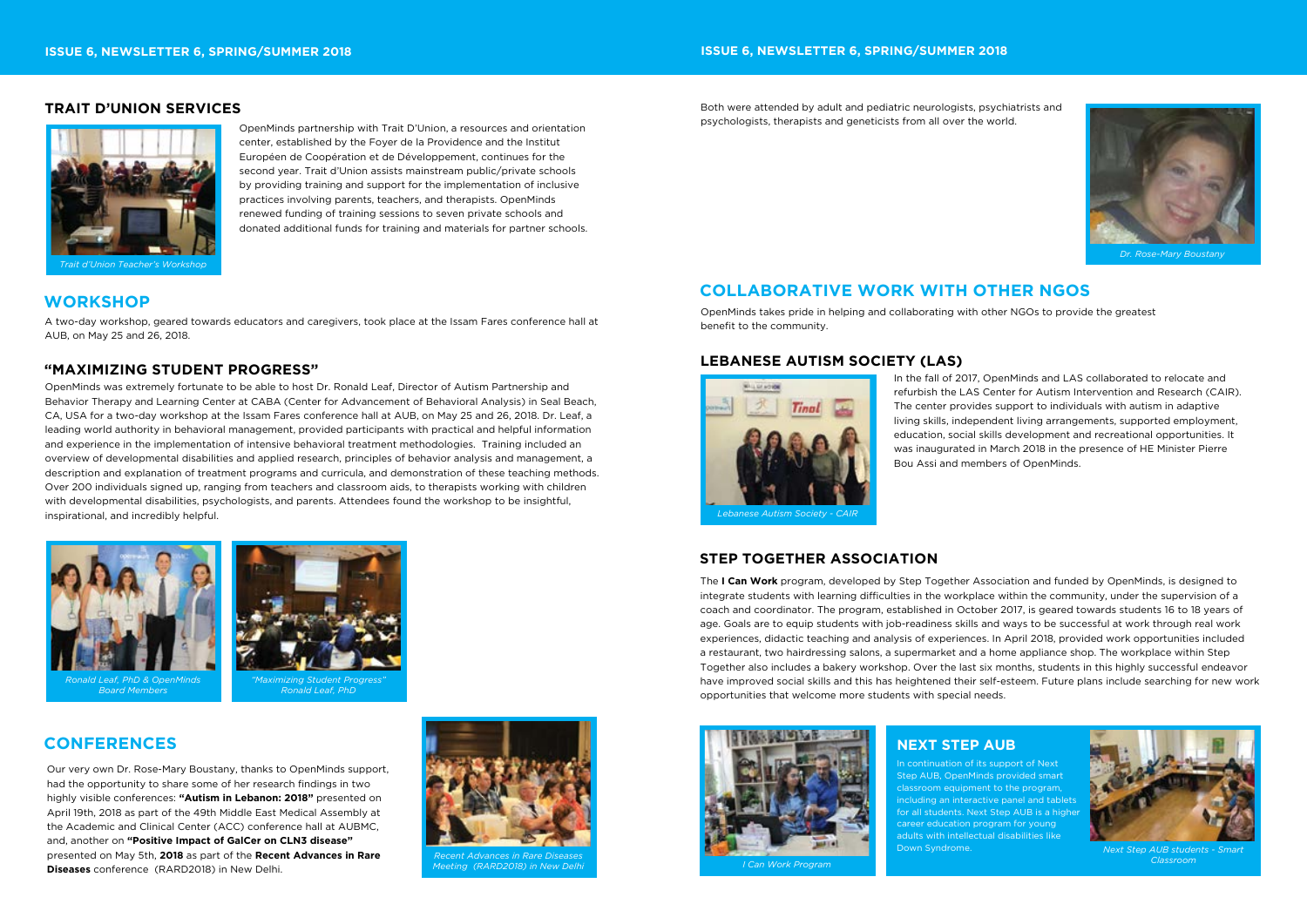## TRAIT D'UNION SERVICES

OpenMinds partnership with Trait D'Union, a resources and orientation center, established by the Foyer de la Providence and the Institut Européen de Coopération et de Développement, continues for the second year. Trait d'Union assists mainstream public/private schools by providing training and support for the implementation of inclusive practices involving parents, teachers, and therapists. OpenMinds renewed funding of training sessions to seven private schools and donated additional funds for training and materials for partner schools.

*Trait d'Union Teacher's Workshop*

# WORKSHOP

A two-day workshop, geared towards educators and caregivers, took place at the Issam Fares conference hall at AUB, on May 25 and 26, 2018.

## "MAXIMIZING STUDENT PROGRESS"

OpenMinds was extremely fortunate to be able to host Dr. Ronald Leaf, Director of Autism Partnership and Behavior Therapy and Learning Center at CABA (Center for Advancement of Behavioral Analysis) in Seal Beach, CA, USA for a two-day workshop at the Issam Fares conference hall at AUB, on May 25 and 26, 2018. Dr. Leaf, a leading world authority in behavioral management, provided participants with practical and helpful information and experience in the implementation of intensive behavioral treatment methodologies. Training included an overview of developmental disabilities and applied research, principles of behavior analysis and management, a description and explanation of treatment programs and curricula, and demonstration of these teaching methods. Over 200 individuals signed up, ranging from teachers and classroom aids, to therapists working with children with developmental disabilities, psychologists, and parents. Attendees found the workshop to be insightful, inspirational, and incredibly helpful.

*Ronald Leaf, PhD & OpenMinds Board Members*

*"Maximizing Student Progress" Ronald Leaf, PhD*

# CONFERENCES

Our very own Dr. Rose-Mary Boustany, thanks to OpenMinds support, had the opportunity to share some of her research findings in two highly visible conferences: **"Autism in Lebanon: 2018"** presented on April 19th, 2018 as part of the 49th Middle East Medical Assembly at the Academic and Clinical Center (ACC) conference hall at AUBMC, and, another on **"Positive Impact of GalCer on CLN3 disease"** presented on May 5th, **2018** as part of the **Recent Advances in Rare Diseases** conference (RARD2018) in New Delhi.

*Recent Advances in Rare Diseases Meeting (RARD2018) in New Delhi*

Both were attended by adult and pediatric neurologists, psychiatrists and psychologists, therapists and geneticists from all over the world.

*Dr. Rose-Mary Boustany*

# COLLABORATIVE WORK WITH OTHER NGOS

OpenMinds takes pride in helping and collaborating with other NGOs to provide the greatest benefit to the community.

## LEBANESE AUTISM SOCIETY (LAS)

In the fall of 2017, OpenMinds and LAS collaborated to relocate and refurbish the LAS Center for Autism Intervention and Research (CAIR). The center provides support to individuals with autism in adaptive living skills, independent living arrangements, supported employment, education, social skills development and recreational opportunities. It was inaugurated in March 2018 in the presence of HE Minister Pierre Bou Assi and members of OpenMinds.

*Lebanese Autism Society - CAIR*

## STEP TOGETHER ASSOCIATION

The **I Can Work** program, developed by Step Together Association and funded by OpenMinds, is designed to integrate students with learning difficulties in the workplace within the community, under the supervision of a coach and coordinator. The program, established in October 2017, is geared towards students 16 to 18 years of age. Goals are to equip students with job-readiness skills and ways to be successful at work through real work experiences, didactic teaching and analysis of experiences. In April 2018, provided work opportunities included a restaurant, two hairdressing salons, a supermarket and a home appliance shop. The workplace within Step Together also includes a bakery workshop. Over the last six months, students in this highly successful endeavor have improved social skills and this has heightened their self-esteem. Future plans include searching for new work opportunities that welcome more students with special needs.

*I Can Work Program*

## NEXT STEP AUB

In continuation of its support of Next Step AUB, OpenMinds provided smart classroom equipment to the program, including an interactive panel and tablets for all students. Next Step AUB is a higher career education program for young adults with intellectual disabilities like Down Syndrome.

*Next Step AUB students - Smart Classroom*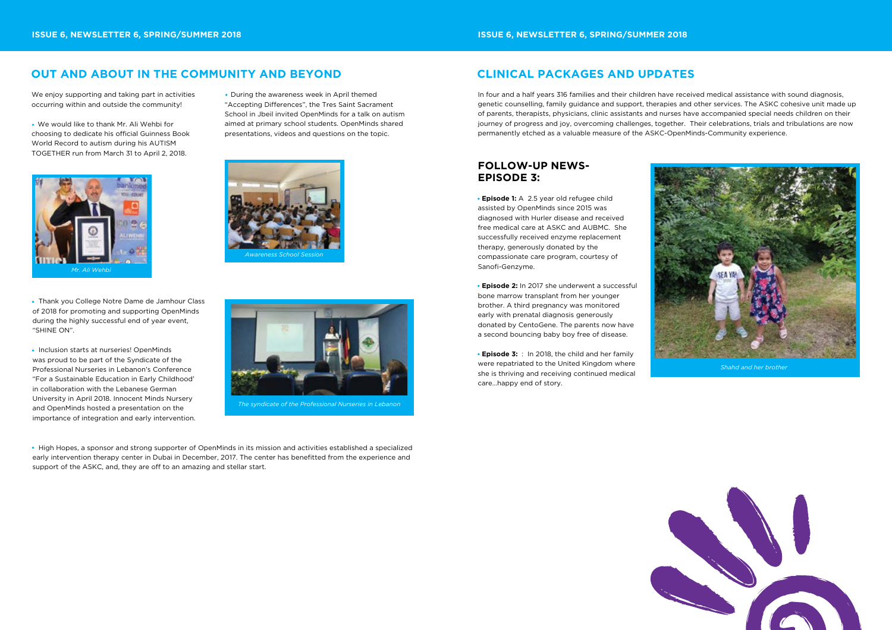## OUT AND ABOUT IN THE COMMUNITY AND BEYOND

We enjoy supporting and taking part in activities occurring within and outside the community!

- We would like to thank Mr. Ali Wehbi for choosing to dedicate his official Guinness Book World Record to autism during his AUTISM TOGETHER run from March 31 to April 2, 2018.

*Mr. Ali Wehbi*

- During the awareness week in April themed "Accepting Differences", the Tres Saint Sacrament School in Jbeil invited OpenMinds for a talk on autism aimed at primary school students. OpenMinds shared presentations, videos and questions on the topic.

*Awareness School Session*

- Thank you College Notre Dame de Jamhour Class of 2018 for promoting and supporting OpenMinds during the highly successful end of year event, "SHINE ON".

- Inclusion starts at nurseries! OpenMinds was proud to be part of the Syndicate of the Professional Nurseries in Lebanon's Conference "For a Sustainable Education in Early Childhood' in collaboration with the Lebanese German University in April 2018. Innocent Minds Nursery and OpenMinds hosted a presentation on the importance of integration and early intervention.

*The syndicate of the Professional Nurseries in Lebanon*

- High Hopes, a sponsor and strong supporter of OpenMinds in its mission and activities established a specialized early intervention therapy center in Dubai in December, 2017. The center has benefitted from the experience and support of the ASKC, and, they are off to an amazing and stellar start.

## CLINICAL PACKAGES AND UPDATES

In four and a half years 316 families and their children have received medical assistance with sound diagnosis, genetic counselling, family guidance and support, therapies and other services. The ASKC cohesive unit made up of parents, therapists, physicians, clinic assistants and nurses have accompanied special needs children on their journey of progress and joy, overcoming challenges, together. Their celebrations, trials and tribulations are now permanently etched as a valuable measure of the ASKC-OpenMinds-Community experience.

### FOLLOW-UP NEWS- EPISODE 3:

- **Episode 1:** A 2.5 year old refugee child assisted by OpenMinds since 2015 was diagnosed with Hurler disease and received free medical care at ASKC and AUBMC. She successfully received enzyme replacement therapy, generously donated by the compassionate care program, courtesy of Sanofi-Genzyme.

- **Episode 2:** In 2017 she underwent a successful bone marrow transplant from her younger brother. A third pregnancy was monitored early with prenatal diagnosis generously donated by CentoGene. The parents now have a second bouncing baby boy free of disease.

- **Episode 3:** : In 2018, the child and her family were repatriated to the United Kingdom where she is thriving and receiving continued medical care...happy end of story.

*Shahd and her brother*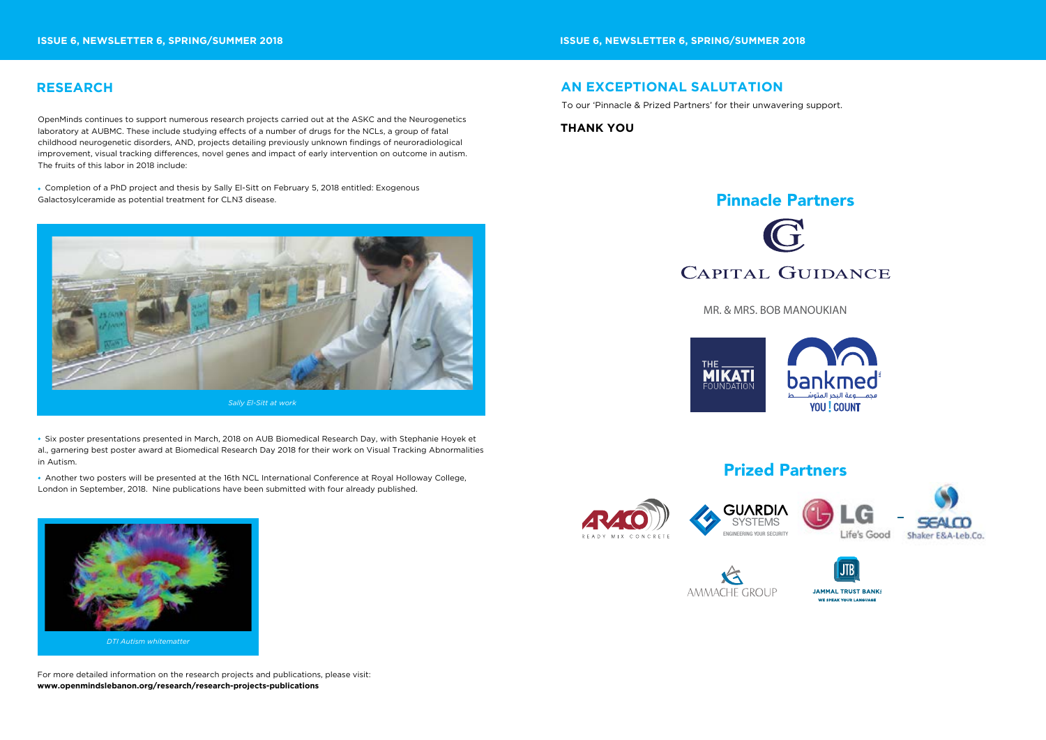## RESEARCH

OpenMinds continues to support numerous research projects carried out at the ASKC and the Neurogenetics laboratory at AUBMC. These include studying effects of a number of drugs for the NCLs, a group of fatal childhood neurogenetic disorders, AND, projects detailing previously unknown findings of neuroradiological improvement, visual tracking differences, novel genes and impact of early intervention on outcome in autism. The fruits of this labor in 2018 include:

- Completion of a PhD project and thesis by Sally El-Sitt on February 5, 2018 entitled: Exogenous Galactosylceramide as potential treatment for CLN3 disease.

*Sally El-Sitt at work*

- Six poster presentations presented in March, 2018 on AUB Biomedical Research Day, with Stephanie Hoyek et al., garnering best poster award at Biomedical Research Day 2018 for their work on Visual Tracking Abnormalities in Autism.
- Another two posters will be presented at the 16th NCL International Conference at Royal Holloway College, London in September, 2018. Nine publications have been submitted with four already published.

*DTI Autism whitematter*

For more detailed information on the research projects and publications, please visit:
**www.openmindslebanon.org/research/research-projects-publications**

## AN EXCEPTIONAL SALUTATION

To our 'Pinnacle & Prized Partners' for their unwavering support.

**THANK YOU**

### Pinnacle Partners

CAPITAL GUIDANCE

MR. & MRS. BOB MANOUKIAN

THE MIKATI FOUNDATION

bankmed
مجموعة البحر المتوسط
YOU ! COUNT

### Prized Partners

ARACO READY MIX CONCRETE

GUARDIA SYSTEMS ENGINEERING YOUR SECURITY

LG Life's Good

SEALCO Shaker E&A-Leb.Co.

AMMACHE GROUP

JTB JAMMAL TRUST BANK WE SPEAK YOUR LANGUAGE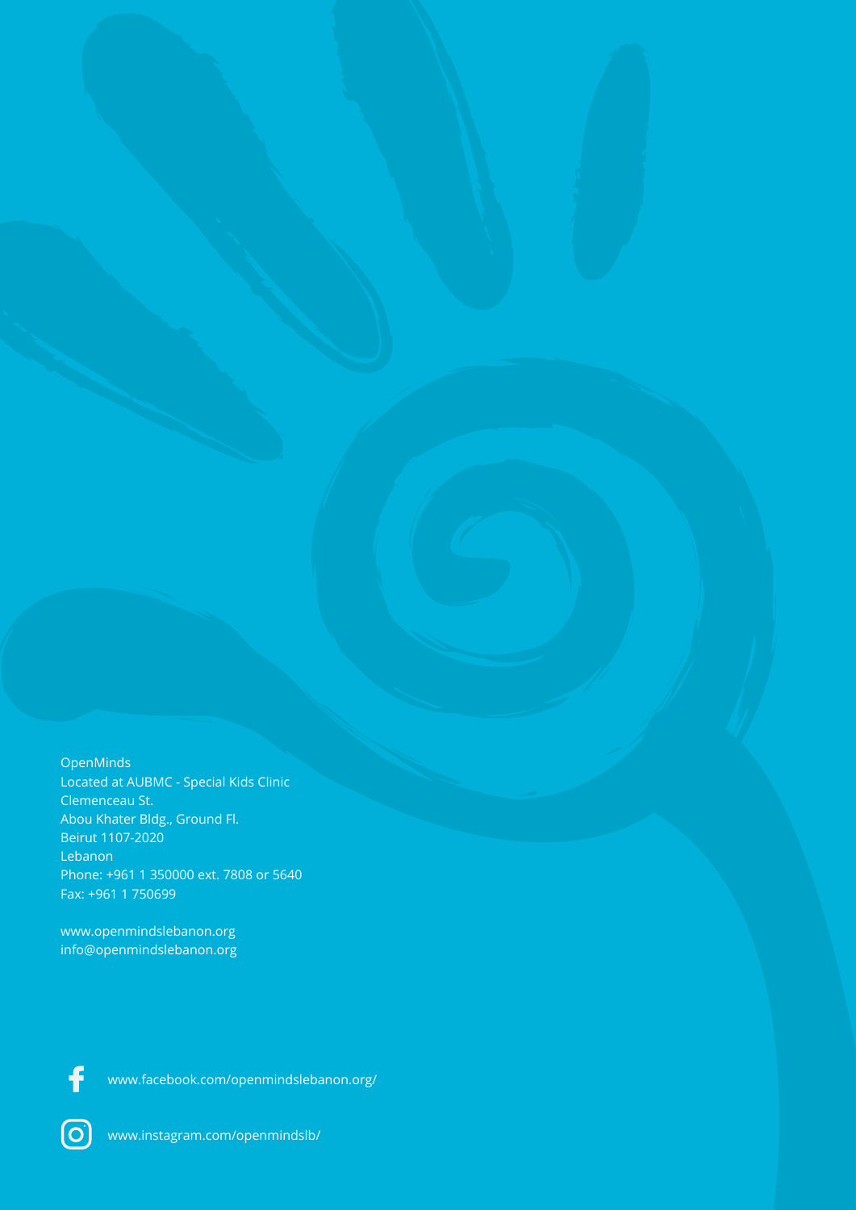OpenMinds
Located at AUBMC - Special Kids Clinic
Clemenceau St.
Abou Khater Bldg., Ground Fl.
Beirut 1107-2020
Lebanon
Phone: +961 1 350000 ext. 7808 or 5640
Fax: +961 1 750699

www.openmindslebanon.org
info@openmindslebanon.org

www.facebook.com/openmindslebanon.org/

www.instagram.com/openmindslb/